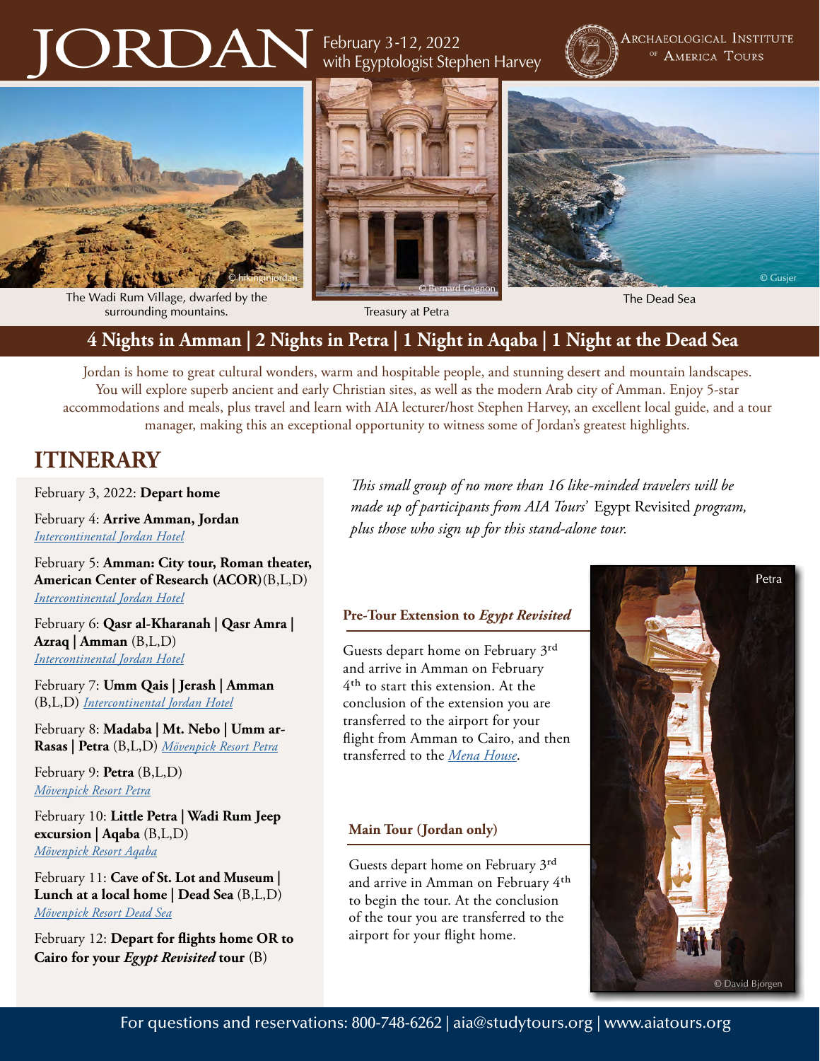# JORDAN

February 3-12, 2022
with Egyptologist Stephen Harvey

Archaeological Institute of America Tours

© hikinginjordan

The Wadi Rum Village, dwarfed by the surrounding mountains.

© Bernard Gagnon

Treasury at Petra

© Gusjer

The Dead Sea

## 4 Nights in Amman | 2 Nights in Petra | 1 Night in Aqaba | 1 Night at the Dead Sea

Jordan is home to great cultural wonders, warm and hospitable people, and stunning desert and mountain landscapes. You will explore superb ancient and early Christian sites, as well as the modern Arab city of Amman. Enjoy 5-star accommodations and meals, plus travel and learn with AIA lecturer/host Stephen Harvey, an excellent local guide, and a tour manager, making this an exceptional opportunity to witness some of Jordan's greatest highlights.

## ITINERARY

February 3, 2022: **Depart home**

February 4: **Arrive Amman, Jordan**
*Intercontinental Jordan Hotel*

February 5: **Amman: City tour, Roman theater, American Center of Research (ACOR)** (B,L,D)
*Intercontinental Jordan Hotel*

February 6: **Qasr al-Kharanah | Qasr Amra | Azraq | Amman** (B,L,D)
*Intercontinental Jordan Hotel*

February 7: **Umm Qais | Jerash | Amman** (B,L,D) *Intercontinental Jordan Hotel*

February 8: **Madaba | Mt. Nebo | Umm ar-Rasas | Petra** (B,L,D) *Mövenpick Resort Petra*

February 9: **Petra** (B,L,D)
*Mövenpick Resort Petra*

February 10: **Little Petra | Wadi Rum Jeep excursion | Aqaba** (B,L,D)
*Mövenpick Resort Aqaba*

February 11: **Cave of St. Lot and Museum | Lunch at a local home | Dead Sea** (B,L,D)
*Mövenpick Resort Dead Sea*

February 12: **Depart for flights home OR to Cairo for your *Egypt Revisited* tour** (B)

*This small group of no more than 16 like-minded travelers will be made up of participants from AIA Tours'* Egypt Revisited *program, plus those who sign up for this stand-alone tour.*

### Pre-Tour Extension to *Egypt Revisited*

Guests depart home on February 3rd and arrive in Amman on February 4th to start this extension. At the conclusion of the extension you are transferred to the airport for your flight from Amman to Cairo, and then transferred to the *Mena House*.

### Main Tour (Jordan only)

Guests depart home on February 3rd and arrive in Amman on February 4th to begin the tour. At the conclusion of the tour you are transferred to the airport for your flight home.

Petra

© David Bjorgen

For questions and reservations: 800-748-6262 | aia@studytours.org | www.aiatours.org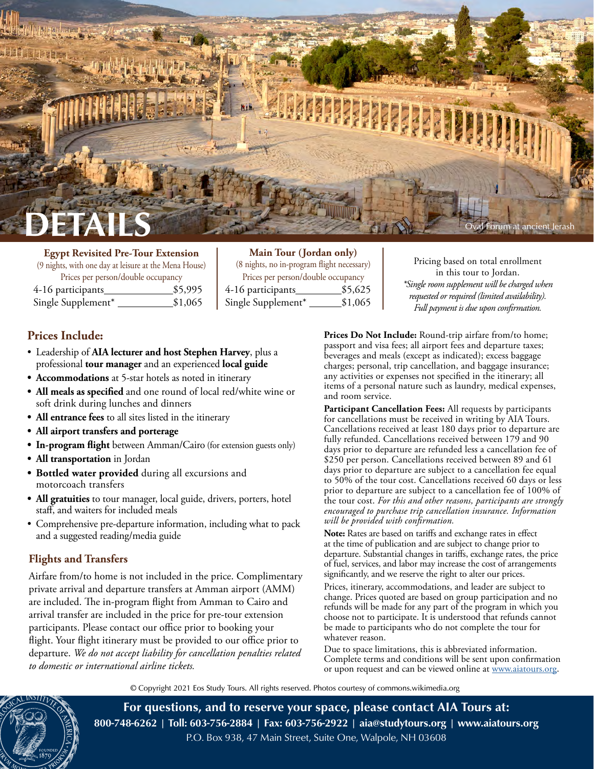# DETAILS

Oval Forum at ancient Jerash

**Egypt Revisited Pre-Tour Extension**
(9 nights, with one day at leisure at the Mena House)
Prices per person/double occupancy

| | |
|---|---|
| 4-16 participants | $5,995 |
| Single Supplement* | $1,065 |

**Main Tour (Jordan only)**
(8 nights, no in-program flight necessary)
Prices per person/double occupancy

| | |
|---|---|
| 4-16 participants | $5,625 |
| Single Supplement* | $1,065 |

Pricing based on total enrollment in this tour to Jordan.
*\*Single room supplement will be charged when requested or required (limited availability). Full payment is due upon confirmation.*

## Prices Include:

- Leadership of **AIA lecturer and host Stephen Harvey**, plus a professional **tour manager** and an experienced **local guide**
- **Accommodations** at 5-star hotels as noted in itinerary
- **All meals as specified** and one round of local red/white wine or soft drink during lunches and dinners
- **All entrance fees** to all sites listed in the itinerary
- **All airport transfers and porterage**
- **In-program flight** between Amman/Cairo (for extension guests only)
- **All transportation** in Jordan
- **Bottled water provided** during all excursions and motorcoach transfers
- **All gratuities** to tour manager, local guide, drivers, porters, hotel staff, and waiters for included meals
- Comprehensive pre-departure information, including what to pack and a suggested reading/media guide

## Flights and Transfers

Airfare from/to home is not included in the price. Complimentary private arrival and departure transfers at Amman airport (AMM) are included. The in-program flight from Amman to Cairo and arrival transfer are included in the price for pre-tour extension participants. Please contact our office prior to booking your flight. Your flight itinerary must be provided to our office prior to departure. *We do not accept liability for cancellation penalties related to domestic or international airline tickets.*

**Prices Do Not Include:** Round-trip airfare from/to home; passport and visa fees; all airport fees and departure taxes; beverages and meals (except as indicated); excess baggage charges; personal, trip cancellation, and baggage insurance; any activities or expenses not specified in the itinerary; all items of a personal nature such as laundry, medical expenses, and room service.

**Participant Cancellation Fees:** All requests by participants for cancellations must be received in writing by AIA Tours. Cancellations received at least 180 days prior to departure are fully refunded. Cancellations received between 179 and 90 days prior to departure are refunded less a cancellation fee of $250 per person. Cancellations received between 89 and 61 days prior to departure are subject to a cancellation fee equal to 50% of the tour cost. Cancellations received 60 days or less prior to departure are subject to a cancellation fee of 100% of the tour cost. *For this and other reasons, participants are strongly encouraged to purchase trip cancellation insurance. Information will be provided with confirmation.*

**Note:** Rates are based on tariffs and exchange rates in effect at the time of publication and are subject to change prior to departure. Substantial changes in tariffs, exchange rates, the price of fuel, services, and labor may increase the cost of arrangements significantly, and we reserve the right to alter our prices.

Prices, itinerary, accommodations, and leader are subject to change. Prices quoted are based on group participation and no refunds will be made for any part of the program in which you choose not to participate. It is understood that refunds cannot be made to participants who do not complete the tour for whatever reason.

Due to space limitations, this is abbreviated information. Complete terms and conditions will be sent upon confirmation or upon request and can be viewed online at www.aiatours.org.

© Copyright 2021 Eos Study Tours. All rights reserved. Photos courtesy of commons.wikimedia.org

**For questions, and to reserve your space, please contact AIA Tours at:**
**800-748-6262 | Toll: 603-756-2884 | Fax: 603-756-2922 | aia@studytours.org | www.aiatours.org**
P.O. Box 938, 47 Main Street, Suite One, Walpole, NH 03608